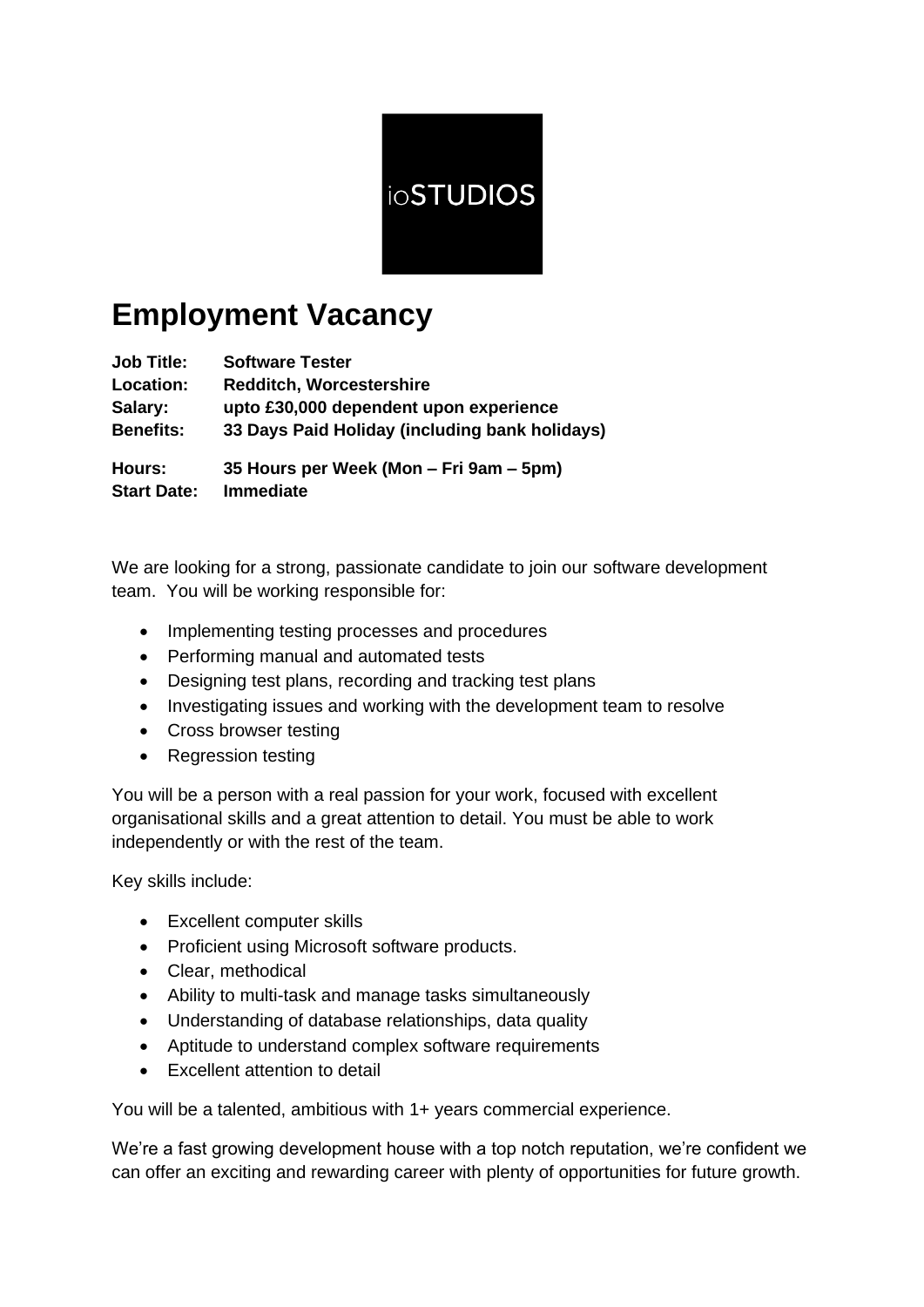ioSTUDIOS

# Employment Vacancy

**Job Title:** **Software Tester**
**Location:** **Redditch, Worcestershire**
**Salary:** **upto £30,000 dependent upon experience**
**Benefits:** **33 Days Paid Holiday (including bank holidays)**

**Hours:** **35 Hours per Week (Mon – Fri 9am – 5pm)**
**Start Date:** **Immediate**

We are looking for a strong, passionate candidate to join our software development team. You will be working responsible for:

- Implementing testing processes and procedures
- Performing manual and automated tests
- Designing test plans, recording and tracking test plans
- Investigating issues and working with the development team to resolve
- Cross browser testing
- Regression testing

You will be a person with a real passion for your work, focused with excellent organisational skills and a great attention to detail. You must be able to work independently or with the rest of the team.

Key skills include:

- Excellent computer skills
- Proficient using Microsoft software products.
- Clear, methodical
- Ability to multi-task and manage tasks simultaneously
- Understanding of database relationships, data quality
- Aptitude to understand complex software requirements
- Excellent attention to detail

You will be a talented, ambitious with 1+ years commercial experience.

We're a fast growing development house with a top notch reputation, we're confident we can offer an exciting and rewarding career with plenty of opportunities for future growth.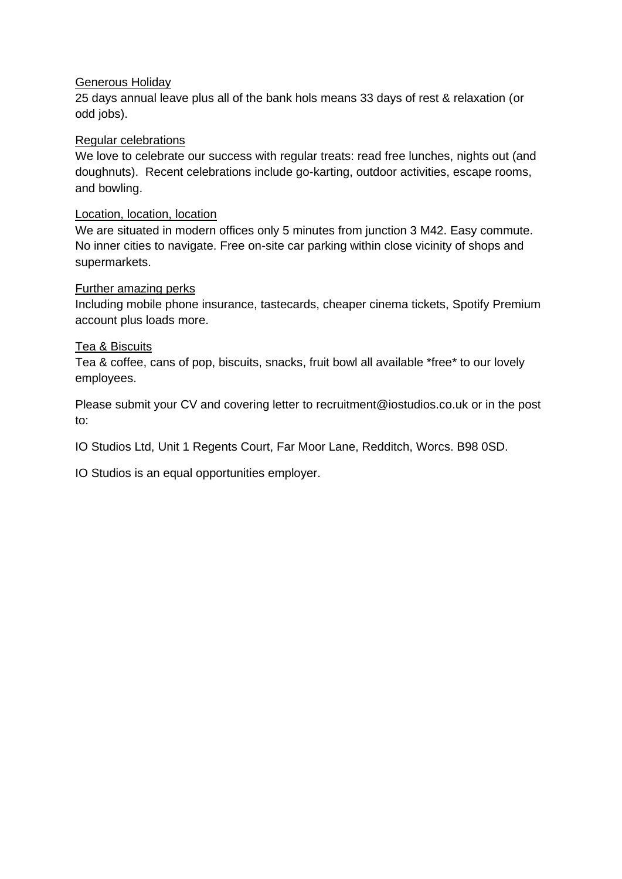<u>Generous Holiday</u>
25 days annual leave plus all of the bank hols means 33 days of rest & relaxation (or odd jobs).

<u>Regular celebrations</u>
We love to celebrate our success with regular treats: read free lunches, nights out (and doughnuts). Recent celebrations include go-karting, outdoor activities, escape rooms, and bowling.

<u>Location, location, location</u>
We are situated in modern offices only 5 minutes from junction 3 M42. Easy commute. No inner cities to navigate. Free on-site car parking within close vicinity of shops and supermarkets.

<u>Further amazing perks</u>
Including mobile phone insurance, tastecards, cheaper cinema tickets, Spotify Premium account plus loads more.

<u>Tea & Biscuits</u>
Tea & coffee, cans of pop, biscuits, snacks, fruit bowl all available *free* to our lovely employees.

Please submit your CV and covering letter to recruitment@iostudios.co.uk or in the post to:

IO Studios Ltd, Unit 1 Regents Court, Far Moor Lane, Redditch, Worcs. B98 0SD.

IO Studios is an equal opportunities employer.